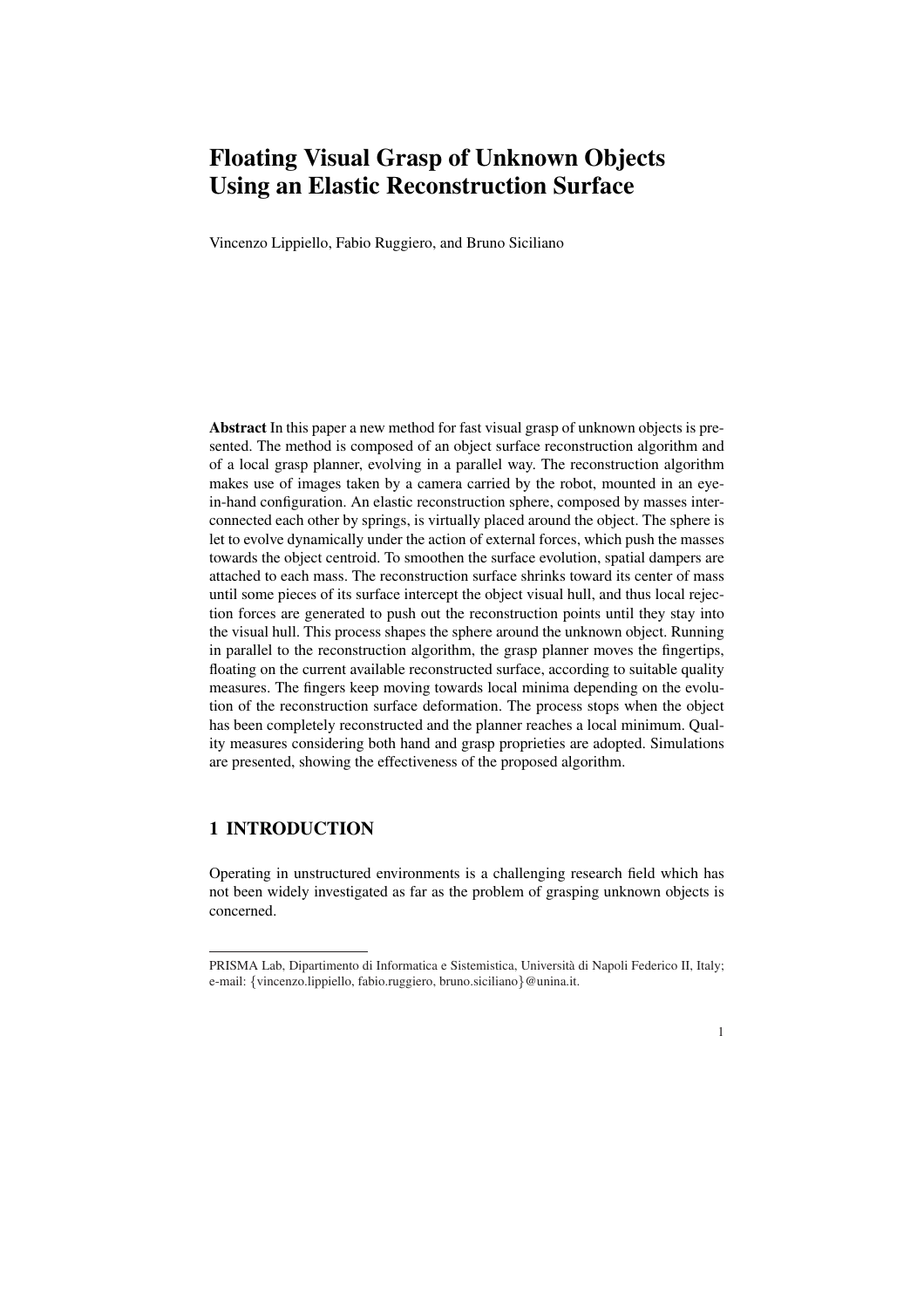# Floating Visual Grasp of Unknown Objects Using an Elastic Reconstruction Surface

Vincenzo Lippiello, Fabio Ruggiero, and Bruno Siciliano

**Abstract** In this paper a new method for fast visual grasp of unknown objects is presented. The method is composed of an object surface reconstruction algorithm and of a local grasp planner, evolving in a parallel way. The reconstruction algorithm makes use of images taken by a camera carried by the robot, mounted in an eye-in-hand configuration. An elastic reconstruction sphere, composed by masses interconnected each other by springs, is virtually placed around the object. The sphere is let to evolve dynamically under the action of external forces, which push the masses towards the object centroid. To smoothen the surface evolution, spatial dampers are attached to each mass. The reconstruction surface shrinks toward its center of mass until some pieces of its surface intercept the object visual hull, and thus local rejection forces are generated to push out the reconstruction points until they stay into the visual hull. This process shapes the sphere around the unknown object. Running in parallel to the reconstruction algorithm, the grasp planner moves the fingertips, floating on the current available reconstructed surface, according to suitable quality measures. The fingers keep moving towards local minima depending on the evolution of the reconstruction surface deformation. The process stops when the object has been completely reconstructed and the planner reaches a local minimum. Quality measures considering both hand and grasp proprieties are adopted. Simulations are presented, showing the effectiveness of the proposed algorithm.

## 1 INTRODUCTION

Operating in unstructured environments is a challenging research field which has not been widely investigated as far as the problem of grasping unknown objects is concerned.

PRISMA Lab, Dipartimento di Informatica e Sistemistica, Università di Napoli Federico II, Italy; e-mail: {vincenzo.lippiello, fabio.ruggiero, bruno.siciliano}@unina.it.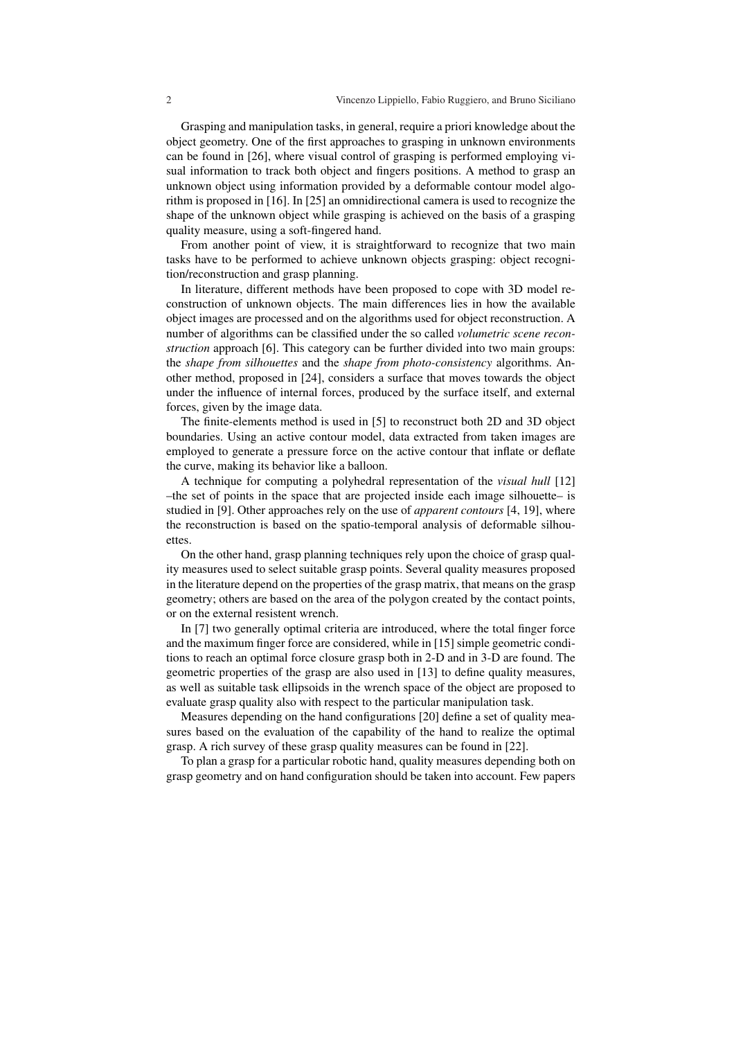Grasping and manipulation tasks, in general, require a priori knowledge about the object geometry. One of the first approaches to grasping in unknown environments can be found in [26], where visual control of grasping is performed employing visual information to track both object and fingers positions. A method to grasp an unknown object using information provided by a deformable contour model algorithm is proposed in [16]. In [25] an omnidirectional camera is used to recognize the shape of the unknown object while grasping is achieved on the basis of a grasping quality measure, using a soft-fingered hand.

From another point of view, it is straightforward to recognize that two main tasks have to be performed to achieve unknown objects grasping: object recognition/reconstruction and grasp planning.

In literature, different methods have been proposed to cope with 3D model reconstruction of unknown objects. The main differences lies in how the available object images are processed and on the algorithms used for object reconstruction. A number of algorithms can be classified under the so called *volumetric scene reconstruction* approach [6]. This category can be further divided into two main groups: the *shape from silhouettes* and the *shape from photo-consistency* algorithms. Another method, proposed in [24], considers a surface that moves towards the object under the influence of internal forces, produced by the surface itself, and external forces, given by the image data.

The finite-elements method is used in [5] to reconstruct both 2D and 3D object boundaries. Using an active contour model, data extracted from taken images are employed to generate a pressure force on the active contour that inflate or deflate the curve, making its behavior like a balloon.

A technique for computing a polyhedral representation of the *visual hull* [12] –the set of points in the space that are projected inside each image silhouette– is studied in [9]. Other approaches rely on the use of *apparent contours* [4, 19], where the reconstruction is based on the spatio-temporal analysis of deformable silhouettes.

On the other hand, grasp planning techniques rely upon the choice of grasp quality measures used to select suitable grasp points. Several quality measures proposed in the literature depend on the properties of the grasp matrix, that means on the grasp geometry; others are based on the area of the polygon created by the contact points, or on the external resistent wrench.

In [7] two generally optimal criteria are introduced, where the total finger force and the maximum finger force are considered, while in [15] simple geometric conditions to reach an optimal force closure grasp both in 2-D and in 3-D are found. The geometric properties of the grasp are also used in [13] to define quality measures, as well as suitable task ellipsoids in the wrench space of the object are proposed to evaluate grasp quality also with respect to the particular manipulation task.

Measures depending on the hand configurations [20] define a set of quality measures based on the evaluation of the capability of the hand to realize the optimal grasp. A rich survey of these grasp quality measures can be found in [22].

To plan a grasp for a particular robotic hand, quality measures depending both on grasp geometry and on hand configuration should be taken into account. Few papers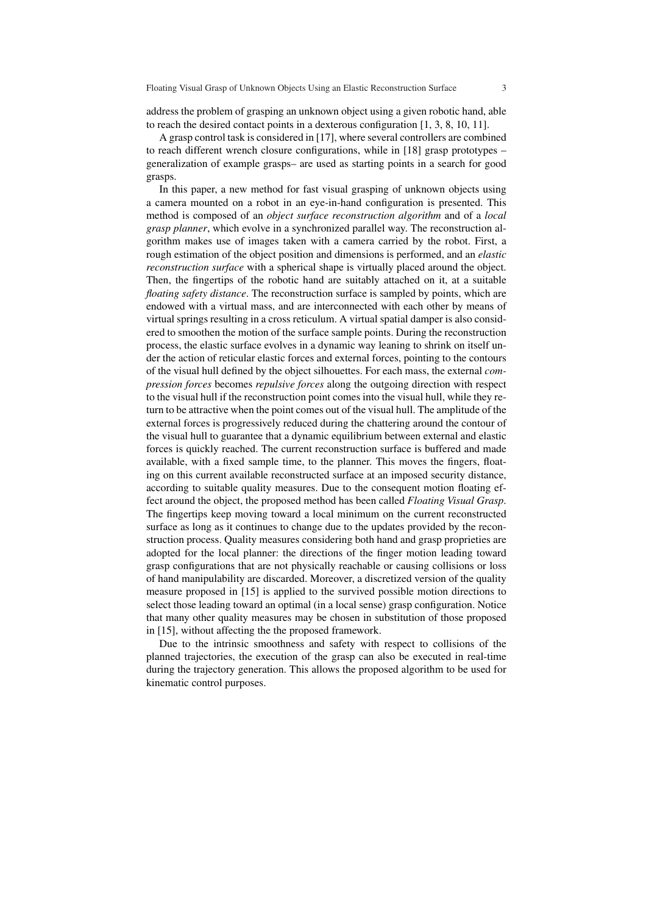address the problem of grasping an unknown object using a given robotic hand, able to reach the desired contact points in a dexterous configuration [1, 3, 8, 10, 11].

A grasp control task is considered in [17], where several controllers are combined to reach different wrench closure configurations, while in [18] grasp prototypes – generalization of example grasps– are used as starting points in a search for good grasps.

In this paper, a new method for fast visual grasping of unknown objects using a camera mounted on a robot in an eye-in-hand configuration is presented. This method is composed of an *object surface reconstruction algorithm* and of a *local grasp planner*, which evolve in a synchronized parallel way. The reconstruction algorithm makes use of images taken with a camera carried by the robot. First, a rough estimation of the object position and dimensions is performed, and an *elastic reconstruction surface* with a spherical shape is virtually placed around the object. Then, the fingertips of the robotic hand are suitably attached on it, at a suitable *floating safety distance*. The reconstruction surface is sampled by points, which are endowed with a virtual mass, and are interconnected with each other by means of virtual springs resulting in a cross reticulum. A virtual spatial damper is also considered to smoothen the motion of the surface sample points. During the reconstruction process, the elastic surface evolves in a dynamic way leaning to shrink on itself under the action of reticular elastic forces and external forces, pointing to the contours of the visual hull defined by the object silhouettes. For each mass, the external *compression forces* becomes *repulsive forces* along the outgoing direction with respect to the visual hull if the reconstruction point comes into the visual hull, while they return to be attractive when the point comes out of the visual hull. The amplitude of the external forces is progressively reduced during the chattering around the contour of the visual hull to guarantee that a dynamic equilibrium between external and elastic forces is quickly reached. The current reconstruction surface is buffered and made available, with a fixed sample time, to the planner. This moves the fingers, floating on this current available reconstructed surface at an imposed security distance, according to suitable quality measures. Due to the consequent motion floating effect around the object, the proposed method has been called *Floating Visual Grasp*. The fingertips keep moving toward a local minimum on the current reconstructed surface as long as it continues to change due to the updates provided by the reconstruction process. Quality measures considering both hand and grasp proprieties are adopted for the local planner: the directions of the finger motion leading toward grasp configurations that are not physically reachable or causing collisions or loss of hand manipulability are discarded. Moreover, a discretized version of the quality measure proposed in [15] is applied to the survived possible motion directions to select those leading toward an optimal (in a local sense) grasp configuration. Notice that many other quality measures may be chosen in substitution of those proposed in [15], without affecting the the proposed framework.

Due to the intrinsic smoothness and safety with respect to collisions of the planned trajectories, the execution of the grasp can also be executed in real-time during the trajectory generation. This allows the proposed algorithm to be used for kinematic control purposes.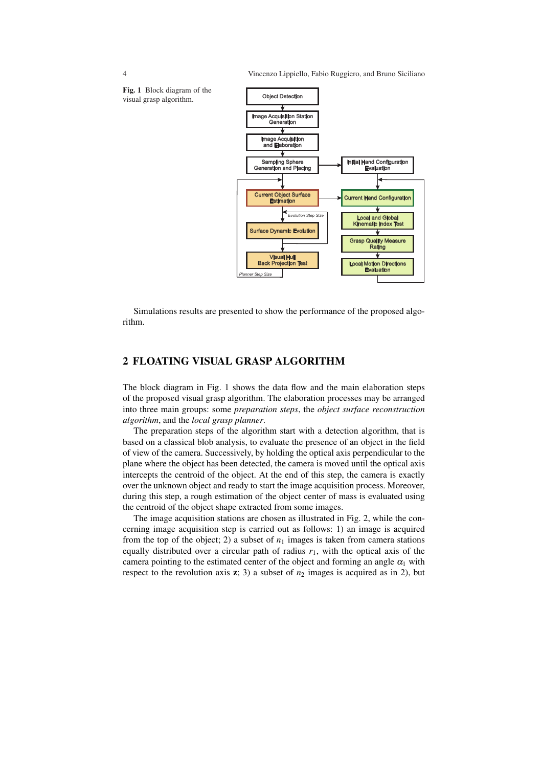**Fig. 1** Block diagram of the visual grasp algorithm.

Simulations results are presented to show the performance of the proposed algorithm.

## 2 FLOATING VISUAL GRASP ALGORITHM

The block diagram in Fig. 1 shows the data flow and the main elaboration steps of the proposed visual grasp algorithm. The elaboration processes may be arranged into three main groups: some *preparation steps*, the *object surface reconstruction algorithm*, and the *local grasp planner*.

The preparation steps of the algorithm start with a detection algorithm, that is based on a classical blob analysis, to evaluate the presence of an object in the field of view of the camera. Successively, by holding the optical axis perpendicular to the plane where the object has been detected, the camera is moved until the optical axis intercepts the centroid of the object. At the end of this step, the camera is exactly over the unknown object and ready to start the image acquisition process. Moreover, during this step, a rough estimation of the object center of mass is evaluated using the centroid of the object shape extracted from some images.

The image acquisition stations are chosen as illustrated in Fig. 2, while the concerning image acquisition step is carried out as follows: 1) an image is acquired from the top of the object; 2) a subset of $n_1$ images is taken from camera stations equally distributed over a circular path of radius $r_1$, with the optical axis of the camera pointing to the estimated center of the object and forming an angle $\alpha_1$ with respect to the revolution axis $\mathbf{z}$; 3) a subset of $n_2$ images is acquired as in 2), but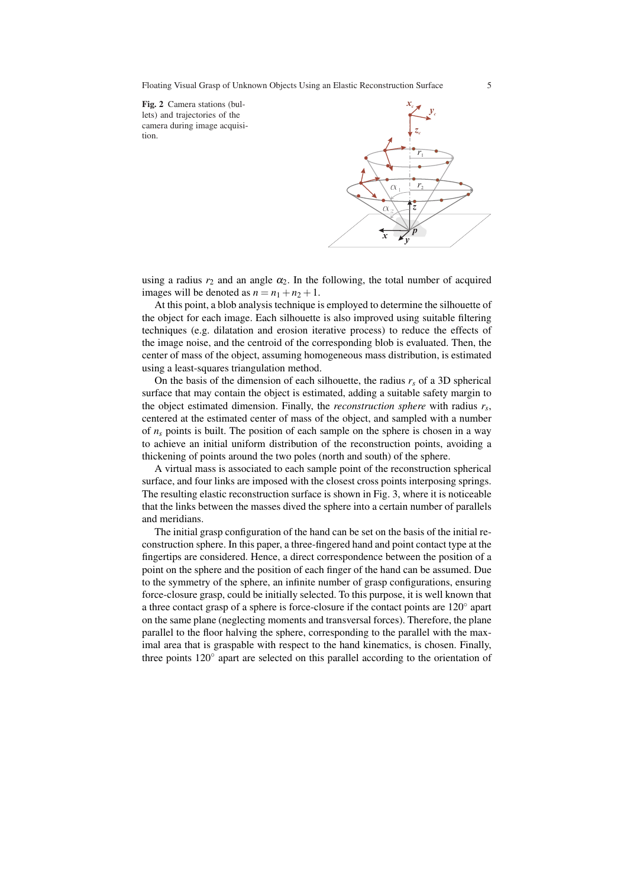**Fig. 2** Camera stations (bullets) and trajectories of the camera during image acquisition.

$x_c$

$y_c$

$z_c$

$r_1$

$r_2$

$\alpha_1$

$\alpha_2$

$z$

$x$

$y$

$p$

using a radius $r_2$ and an angle $\alpha_2$. In the following, the total number of acquired images will be denoted as $n = n_1 + n_2 + 1$.

At this point, a blob analysis technique is employed to determine the silhouette of the object for each image. Each silhouette is also improved using suitable filtering techniques (e.g. dilatation and erosion iterative process) to reduce the effects of the image noise, and the centroid of the corresponding blob is evaluated. Then, the center of mass of the object, assuming homogeneous mass distribution, is estimated using a least-squares triangulation method.

On the basis of the dimension of each silhouette, the radius $r_s$ of a 3D spherical surface that may contain the object is estimated, adding a suitable safety margin to the object estimated dimension. Finally, the *reconstruction sphere* with radius $r_s$, centered at the estimated center of mass of the object, and sampled with a number of $n_s$ points is built. The position of each sample on the sphere is chosen in a way to achieve an initial uniform distribution of the reconstruction points, avoiding a thickening of points around the two poles (north and south) of the sphere.

A virtual mass is associated to each sample point of the reconstruction spherical surface, and four links are imposed with the closest cross points interposing springs. The resulting elastic reconstruction surface is shown in Fig. 3, where it is noticeable that the links between the masses dived the sphere into a certain number of parallels and meridians.

The initial grasp configuration of the hand can be set on the basis of the initial reconstruction sphere. In this paper, a three-fingered hand and point contact type at the fingertips are considered. Hence, a direct correspondence between the position of a point on the sphere and the position of each finger of the hand can be assumed. Due to the symmetry of the sphere, an infinite number of grasp configurations, ensuring force-closure grasp, could be initially selected. To this purpose, it is well known that a three contact grasp of a sphere is force-closure if the contact points are 120° apart on the same plane (neglecting moments and transversal forces). Therefore, the plane parallel to the floor halving the sphere, corresponding to the parallel with the maximal area that is graspable with respect to the hand kinematics, is chosen. Finally, three points 120° apart are selected on this parallel according to the orientation of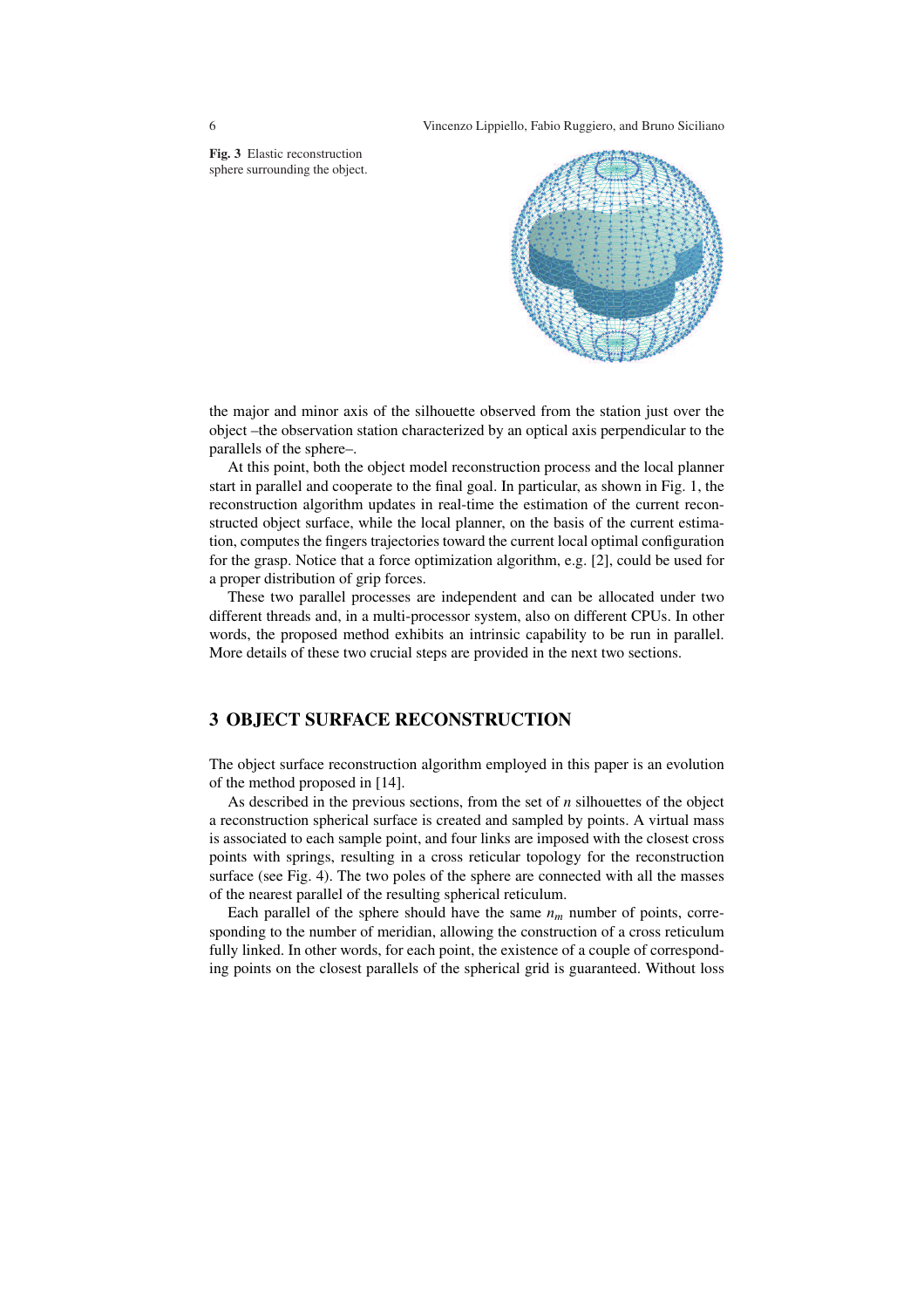Fig. 3 Elastic reconstruction sphere surrounding the object.

the major and minor axis of the silhouette observed from the station just over the object –the observation station characterized by an optical axis perpendicular to the parallels of the sphere–.

At this point, both the object model reconstruction process and the local planner start in parallel and cooperate to the final goal. In particular, as shown in Fig. 1, the reconstruction algorithm updates in real-time the estimation of the current reconstructed object surface, while the local planner, on the basis of the current estimation, computes the fingers trajectories toward the current local optimal configuration for the grasp. Notice that a force optimization algorithm, e.g. [2], could be used for a proper distribution of grip forces.

These two parallel processes are independent and can be allocated under two different threads and, in a multi-processor system, also on different CPUs. In other words, the proposed method exhibits an intrinsic capability to be run in parallel. More details of these two crucial steps are provided in the next two sections.

## 3 OBJECT SURFACE RECONSTRUCTION

The object surface reconstruction algorithm employed in this paper is an evolution of the method proposed in [14].

As described in the previous sections, from the set of $n$ silhouettes of the object a reconstruction spherical surface is created and sampled by points. A virtual mass is associated to each sample point, and four links are imposed with the closest cross points with springs, resulting in a cross reticular topology for the reconstruction surface (see Fig. 4). The two poles of the sphere are connected with all the masses of the nearest parallel of the resulting spherical reticulum.

Each parallel of the sphere should have the same $n_m$ number of points, corresponding to the number of meridian, allowing the construction of a cross reticulum fully linked. In other words, for each point, the existence of a couple of corresponding points on the closest parallels of the spherical grid is guaranteed. Without loss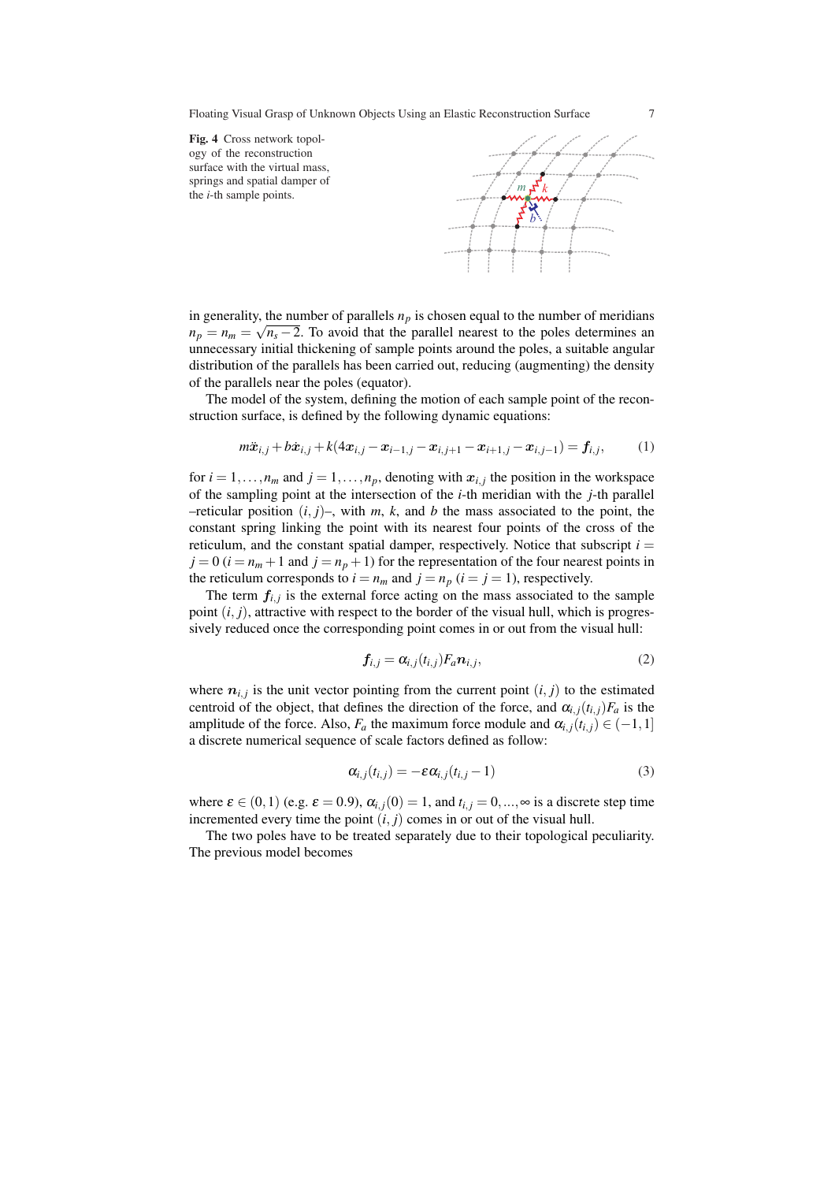**Fig. 4** Cross network topology of the reconstruction surface with the virtual mass, springs and spatial damper of the $i$-th sample points.

in generality, the number of parallels $n_p$ is chosen equal to the number of meridians $n_p = n_m = \sqrt{n_s - 2}$. To avoid that the parallel nearest to the poles determines an unnecessary initial thickening of sample points around the poles, a suitable angular distribution of the parallels has been carried out, reducing (augmenting) the density of the parallels near the poles (equator).

The model of the system, defining the motion of each sample point of the reconstruction surface, is defined by the following dynamic equations:

$$m\ddot{\boldsymbol{x}}_{i,j} + b\dot{\boldsymbol{x}}_{i,j} + k(4\boldsymbol{x}_{i,j} - \boldsymbol{x}_{i-1,j} - \boldsymbol{x}_{i,j+1} - \boldsymbol{x}_{i+1,j} - \boldsymbol{x}_{i,j-1}) = \boldsymbol{f}_{i,j}, \tag{1}$$

for $i = 1, \ldots, n_m$ and $j = 1, \ldots, n_p$, denoting with $\boldsymbol{x}_{i,j}$ the position in the workspace of the sampling point at the intersection of the $i$-th meridian with the $j$-th parallel –reticular position $(i, j)$–, with $m$, $k$, and $b$ the mass associated to the point, the constant spring linking the point with its nearest four points of the cross of the reticulum, and the constant spatial damper, respectively. Notice that subscript $i = j = 0$ ($i = n_m + 1$ and $j = n_p + 1$) for the representation of the four nearest points in the reticulum corresponds to $i = n_m$ and $j = n_p$ ($i = j = 1$), respectively.

The term $\boldsymbol{f}_{i,j}$ is the external force acting on the mass associated to the sample point $(i, j)$, attractive with respect to the border of the visual hull, which is progressively reduced once the corresponding point comes in or out from the visual hull:

$$\boldsymbol{f}_{i,j} = \alpha_{i,j}(t_{i,j}) F_a \boldsymbol{n}_{i,j}, \tag{2}$$

where $\boldsymbol{n}_{i,j}$ is the unit vector pointing from the current point $(i, j)$ to the estimated centroid of the object, that defines the direction of the force, and $\alpha_{i,j}(t_{i,j})F_a$ is the amplitude of the force. Also, $F_a$ the maximum force module and $\alpha_{i,j}(t_{i,j}) \in (-1, 1]$ a discrete numerical sequence of scale factors defined as follow:

$$\alpha_{i,j}(t_{i,j}) = -\varepsilon \alpha_{i,j}(t_{i,j} - 1) \tag{3}$$

where $\varepsilon \in (0, 1)$ (e.g. $\varepsilon = 0.9$), $\alpha_{i,j}(0) = 1$, and $t_{i,j} = 0, \ldots, \infty$ is a discrete step time incremented every time the point $(i, j)$ comes in or out of the visual hull.

The two poles have to be treated separately due to their topological peculiarity. The previous model becomes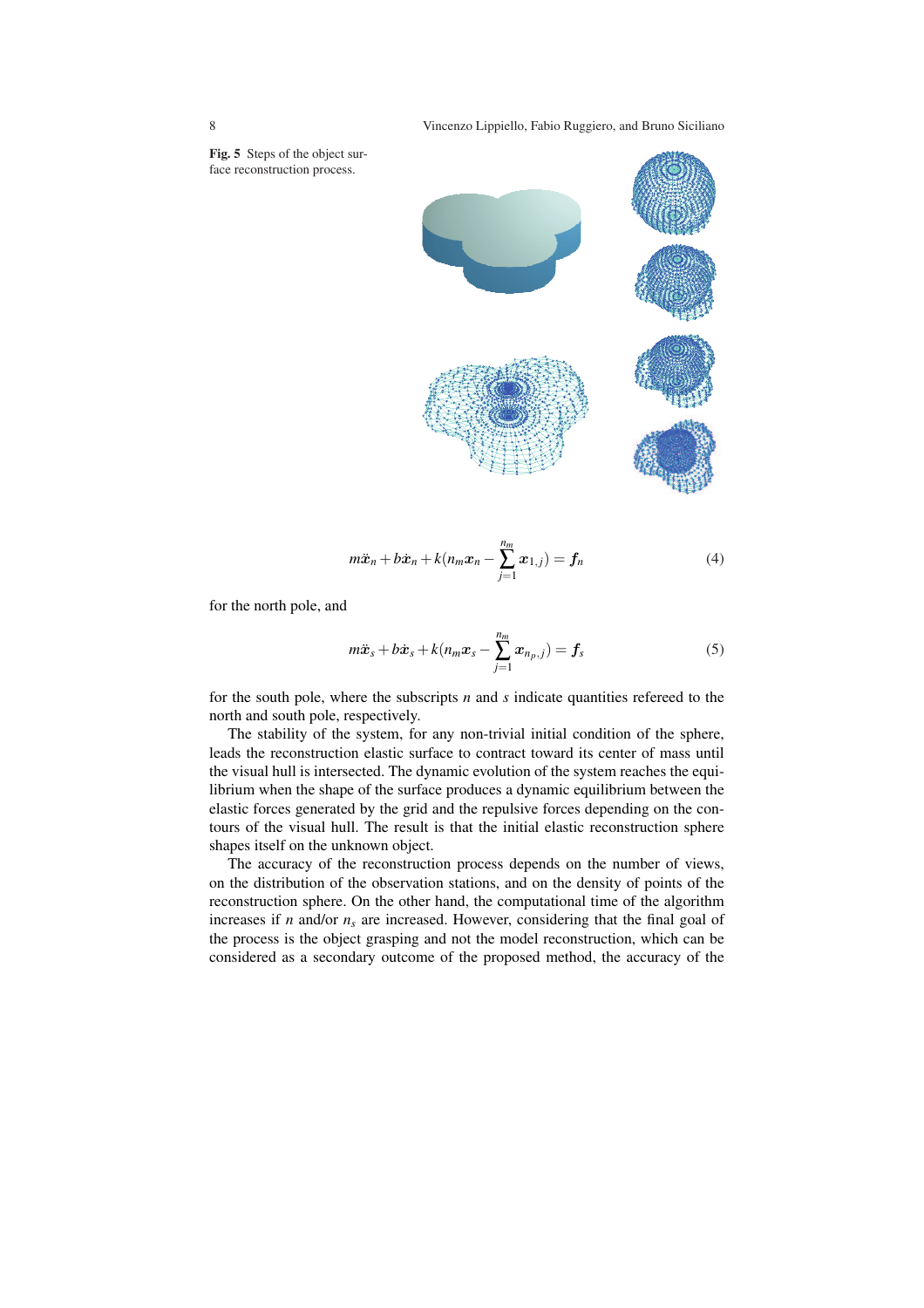**Fig. 5** Steps of the object surface reconstruction process.

$$m\ddot{\boldsymbol{x}}_n + b\dot{\boldsymbol{x}}_n + k(n_m\boldsymbol{x}_n - \sum_{j=1}^{n_m}\boldsymbol{x}_{1,j}) = \boldsymbol{f}_n \tag{4}$$

for the north pole, and

$$m\ddot{\boldsymbol{x}}_s + b\dot{\boldsymbol{x}}_s + k(n_m\boldsymbol{x}_s - \sum_{j=1}^{n_m}\boldsymbol{x}_{n_p,j}) = \boldsymbol{f}_s \tag{5}$$

for the south pole, where the subscripts $n$ and $s$ indicate quantities refereed to the north and south pole, respectively.

The stability of the system, for any non-trivial initial condition of the sphere, leads the reconstruction elastic surface to contract toward its center of mass until the visual hull is intersected. The dynamic evolution of the system reaches the equilibrium when the shape of the surface produces a dynamic equilibrium between the elastic forces generated by the grid and the repulsive forces depending on the contours of the visual hull. The result is that the initial elastic reconstruction sphere shapes itself on the unknown object.

The accuracy of the reconstruction process depends on the number of views, on the distribution of the observation stations, and on the density of points of the reconstruction sphere. On the other hand, the computational time of the algorithm increases if $n$ and/or $n_s$ are increased. However, considering that the final goal of the process is the object grasping and not the model reconstruction, which can be considered as a secondary outcome of the proposed method, the accuracy of the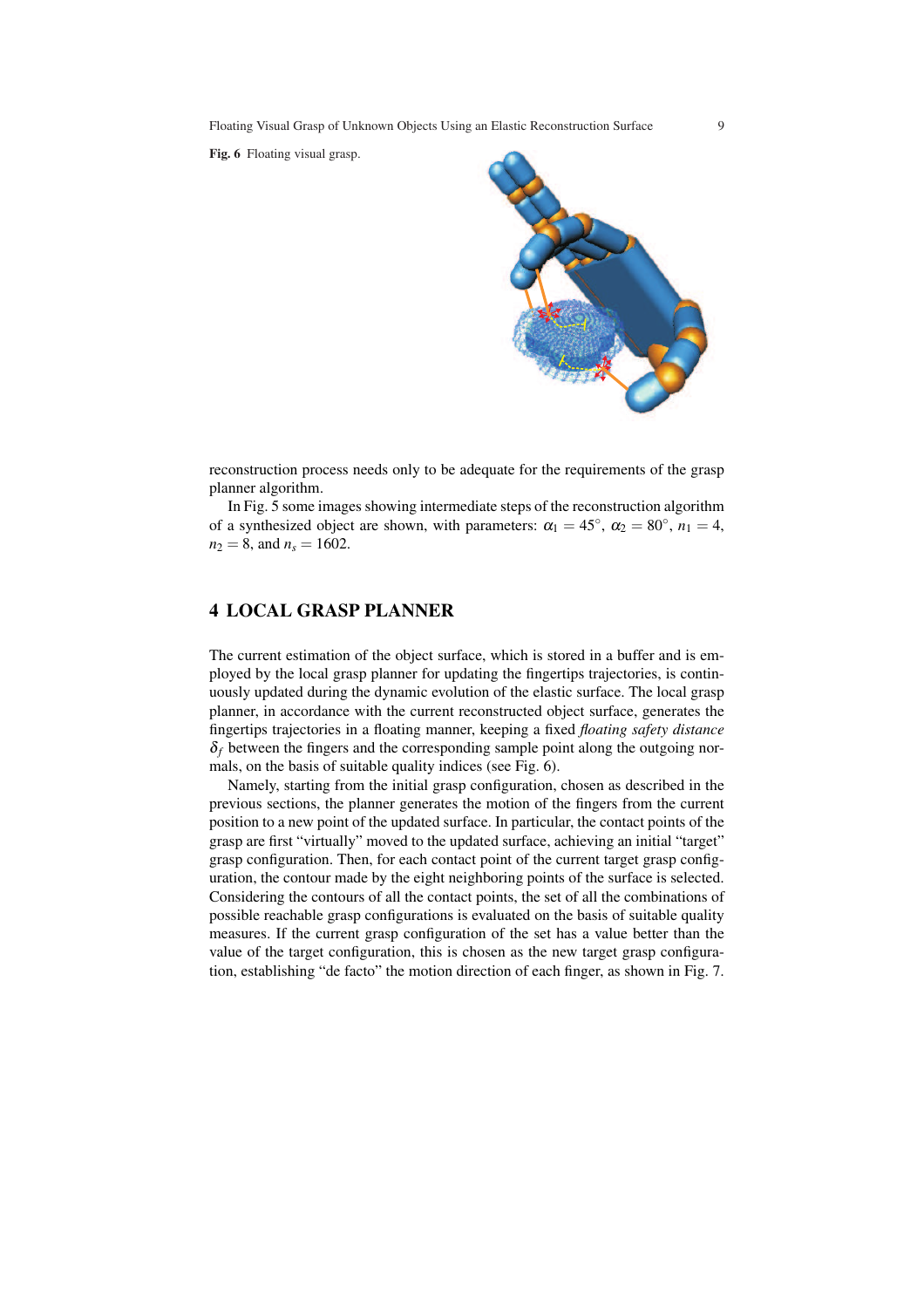**Fig. 6** Floating visual grasp.

reconstruction process needs only to be adequate for the requirements of the grasp planner algorithm.

In Fig. 5 some images showing intermediate steps of the reconstruction algorithm of a synthesized object are shown, with parameters: $\alpha_1 = 45^\circ$, $\alpha_2 = 80^\circ$, $n_1 = 4$, $n_2 = 8$, and $n_s = 1602$.

## 4 LOCAL GRASP PLANNER

The current estimation of the object surface, which is stored in a buffer and is employed by the local grasp planner for updating the fingertips trajectories, is continuously updated during the dynamic evolution of the elastic surface. The local grasp planner, in accordance with the current reconstructed object surface, generates the fingertips trajectories in a floating manner, keeping a fixed *floating safety distance* $\delta_f$ between the fingers and the corresponding sample point along the outgoing normals, on the basis of suitable quality indices (see Fig. 6).

Namely, starting from the initial grasp configuration, chosen as described in the previous sections, the planner generates the motion of the fingers from the current position to a new point of the updated surface. In particular, the contact points of the grasp are first "virtually" moved to the updated surface, achieving an initial "target" grasp configuration. Then, for each contact point of the current target grasp configuration, the contour made by the eight neighboring points of the surface is selected. Considering the contours of all the contact points, the set of all the combinations of possible reachable grasp configurations is evaluated on the basis of suitable quality measures. If the current grasp configuration of the set has a value better than the value of the target configuration, this is chosen as the new target grasp configuration, establishing "de facto" the motion direction of each finger, as shown in Fig. 7.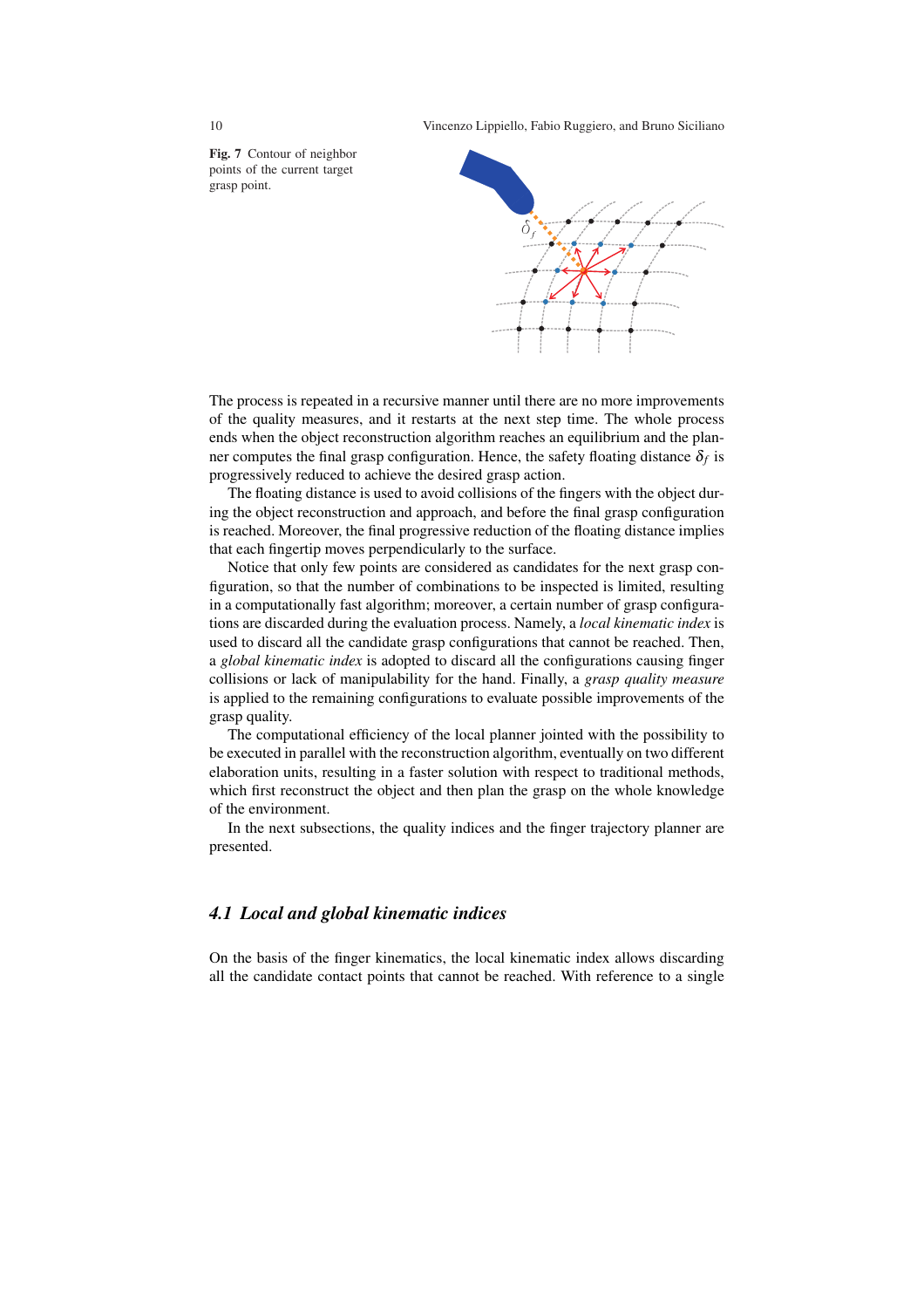Fig. 7 Contour of neighbor points of the current target grasp point.

$\delta_f$

The process is repeated in a recursive manner until there are no more improvements of the quality measures, and it restarts at the next step time. The whole process ends when the object reconstruction algorithm reaches an equilibrium and the planner computes the final grasp configuration. Hence, the safety floating distance $\delta_f$ is progressively reduced to achieve the desired grasp action.

The floating distance is used to avoid collisions of the fingers with the object during the object reconstruction and approach, and before the final grasp configuration is reached. Moreover, the final progressive reduction of the floating distance implies that each fingertip moves perpendicularly to the surface.

Notice that only few points are considered as candidates for the next grasp configuration, so that the number of combinations to be inspected is limited, resulting in a computationally fast algorithm; moreover, a certain number of grasp configurations are discarded during the evaluation process. Namely, a *local kinematic index* is used to discard all the candidate grasp configurations that cannot be reached. Then, a *global kinematic index* is adopted to discard all the configurations causing finger collisions or lack of manipulability for the hand. Finally, a *grasp quality measure* is applied to the remaining configurations to evaluate possible improvements of the grasp quality.

The computational efficiency of the local planner jointed with the possibility to be executed in parallel with the reconstruction algorithm, eventually on two different elaboration units, resulting in a faster solution with respect to traditional methods, which first reconstruct the object and then plan the grasp on the whole knowledge of the environment.

In the next subsections, the quality indices and the finger trajectory planner are presented.

## *4.1 Local and global kinematic indices*

On the basis of the finger kinematics, the local kinematic index allows discarding all the candidate contact points that cannot be reached. With reference to a single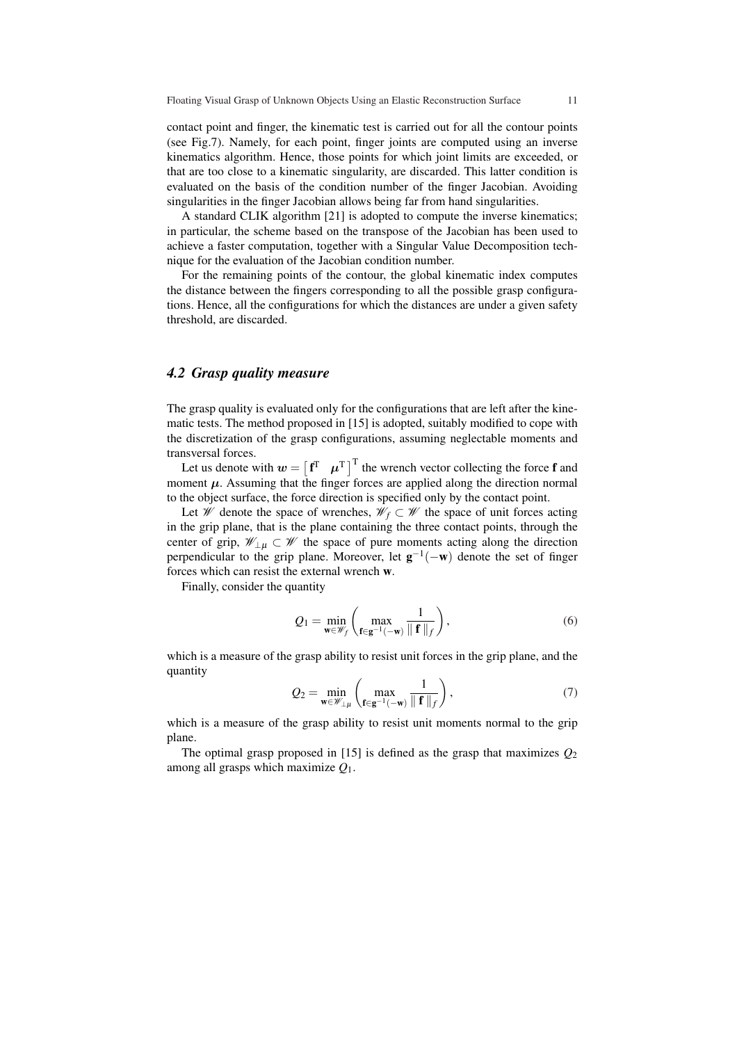contact point and finger, the kinematic test is carried out for all the contour points (see Fig.7). Namely, for each point, finger joints are computed using an inverse kinematics algorithm. Hence, those points for which joint limits are exceeded, or that are too close to a kinematic singularity, are discarded. This latter condition is evaluated on the basis of the condition number of the finger Jacobian. Avoiding singularities in the finger Jacobian allows being far from hand singularities.

A standard CLIK algorithm [21] is adopted to compute the inverse kinematics; in particular, the scheme based on the transpose of the Jacobian has been used to achieve a faster computation, together with a Singular Value Decomposition technique for the evaluation of the Jacobian condition number.

For the remaining points of the contour, the global kinematic index computes the distance between the fingers corresponding to all the possible grasp configurations. Hence, all the configurations for which the distances are under a given safety threshold, are discarded.

### *4.2 Grasp quality measure*

The grasp quality is evaluated only for the configurations that are left after the kinematic tests. The method proposed in [15] is adopted, suitably modified to cope with the discretization of the grasp configurations, assuming neglectable moments and transversal forces.

Let us denote with $\boldsymbol{w} = \begin{bmatrix} \mathbf{f}^{\mathrm{T}} & \boldsymbol{\mu}^{\mathrm{T}} \end{bmatrix}^{\mathrm{T}}$ the wrench vector collecting the force $\mathbf{f}$ and moment $\boldsymbol{\mu}$. Assuming that the finger forces are applied along the direction normal to the object surface, the force direction is specified only by the contact point.

Let $\mathscr{W}$ denote the space of wrenches, $\mathscr{W}_f \subset \mathscr{W}$ the space of unit forces acting in the grip plane, that is the plane containing the three contact points, through the center of grip, $\mathscr{W}_{\perp\mu} \subset \mathscr{W}$ the space of pure moments acting along the direction perpendicular to the grip plane. Moreover, let $\mathbf{g}^{-1}(-\mathbf{w})$ denote the set of finger forces which can resist the external wrench $\mathbf{w}$.

Finally, consider the quantity

$$Q_1 = \min_{\mathbf{w} \in \mathscr{W}_f} \left( \max_{\mathbf{f} \in \mathbf{g}^{-1}(-\mathbf{w})} \frac{1}{\|\, \mathbf{f} \,\|_f} \right), \tag{6}$$

which is a measure of the grasp ability to resist unit forces in the grip plane, and the quantity

$$Q_2 = \min_{\mathbf{w} \in \mathscr{W}_{\perp\mu}} \left( \max_{\mathbf{f} \in \mathbf{g}^{-1}(-\mathbf{w})} \frac{1}{\|\, \mathbf{f} \,\|_f} \right), \tag{7}$$

which is a measure of the grasp ability to resist unit moments normal to the grip plane.

The optimal grasp proposed in [15] is defined as the grasp that maximizes $Q_2$ among all grasps which maximize $Q_1$.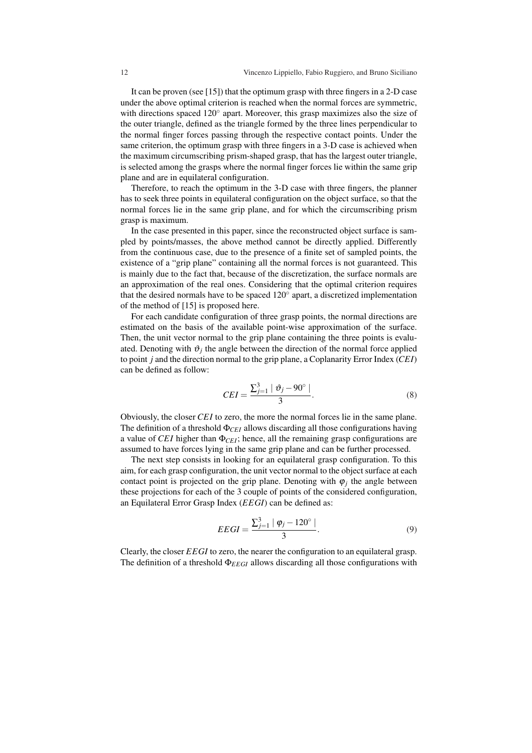It can be proven (see [15]) that the optimum grasp with three fingers in a 2-D case under the above optimal criterion is reached when the normal forces are symmetric, with directions spaced 120° apart. Moreover, this grasp maximizes also the size of the outer triangle, defined as the triangle formed by the three lines perpendicular to the normal finger forces passing through the respective contact points. Under the same criterion, the optimum grasp with three fingers in a 3-D case is achieved when the maximum circumscribing prism-shaped grasp, that has the largest outer triangle, is selected among the grasps where the normal finger forces lie within the same grip plane and are in equilateral configuration.

Therefore, to reach the optimum in the 3-D case with three fingers, the planner has to seek three points in equilateral configuration on the object surface, so that the normal forces lie in the same grip plane, and for which the circumscribing prism grasp is maximum.

In the case presented in this paper, since the reconstructed object surface is sampled by points/masses, the above method cannot be directly applied. Differently from the continuous case, due to the presence of a finite set of sampled points, the existence of a "grip plane" containing all the normal forces is not guaranteed. This is mainly due to the fact that, because of the discretization, the surface normals are an approximation of the real ones. Considering that the optimal criterion requires that the desired normals have to be spaced 120° apart, a discretized implementation of the method of [15] is proposed here.

For each candidate configuration of three grasp points, the normal directions are estimated on the basis of the available point-wise approximation of the surface. Then, the unit vector normal to the grip plane containing the three points is evaluated. Denoting with $\vartheta_j$ the angle between the direction of the normal force applied to point $j$ and the direction normal to the grip plane, a Coplanarity Error Index (*CEI*) can be defined as follow:

$$CEI = \frac{\sum_{j=1}^{3} \mid \vartheta_j - 90^\circ \mid}{3}. \tag{8}$$

Obviously, the closer *CEI* to zero, the more the normal forces lie in the same plane. The definition of a threshold $\Phi_{CEI}$ allows discarding all those configurations having a value of *CEI* higher than $\Phi_{CEI}$; hence, all the remaining grasp configurations are assumed to have forces lying in the same grip plane and can be further processed.

The next step consists in looking for an equilateral grasp configuration. To this aim, for each grasp configuration, the unit vector normal to the object surface at each contact point is projected on the grip plane. Denoting with $\varphi_j$ the angle between these projections for each of the 3 couple of points of the considered configuration, an Equilateral Error Grasp Index (*EEGI*) can be defined as:

$$EEGI = \frac{\sum_{j=1}^{3} \mid \varphi_j - 120^\circ \mid}{3}. \tag{9}$$

Clearly, the closer *EEGI* to zero, the nearer the configuration to an equilateral grasp. The definition of a threshold $\Phi_{EEGI}$ allows discarding all those configurations with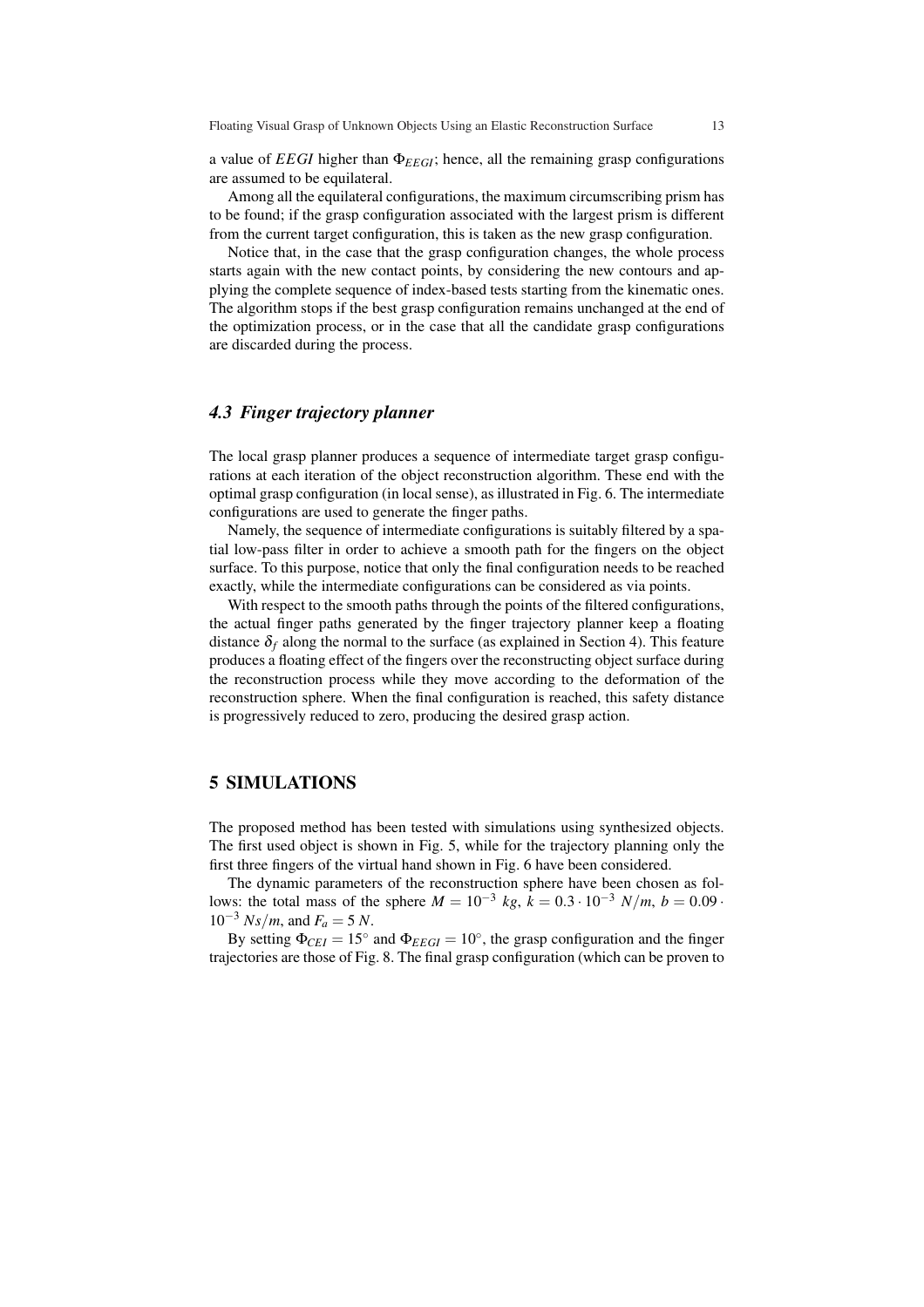a value of *EEGI* higher than $\Phi_{EEGI}$; hence, all the remaining grasp configurations are assumed to be equilateral.

Among all the equilateral configurations, the maximum circumscribing prism has to be found; if the grasp configuration associated with the largest prism is different from the current target configuration, this is taken as the new grasp configuration.

Notice that, in the case that the grasp configuration changes, the whole process starts again with the new contact points, by considering the new contours and applying the complete sequence of index-based tests starting from the kinematic ones. The algorithm stops if the best grasp configuration remains unchanged at the end of the optimization process, or in the case that all the candidate grasp configurations are discarded during the process.

### *4.3 Finger trajectory planner*

The local grasp planner produces a sequence of intermediate target grasp configurations at each iteration of the object reconstruction algorithm. These end with the optimal grasp configuration (in local sense), as illustrated in Fig. 6. The intermediate configurations are used to generate the finger paths.

Namely, the sequence of intermediate configurations is suitably filtered by a spatial low-pass filter in order to achieve a smooth path for the fingers on the object surface. To this purpose, notice that only the final configuration needs to be reached exactly, while the intermediate configurations can be considered as via points.

With respect to the smooth paths through the points of the filtered configurations, the actual finger paths generated by the finger trajectory planner keep a floating distance $\delta_f$ along the normal to the surface (as explained in Section 4). This feature produces a floating effect of the fingers over the reconstructing object surface during the reconstruction process while they move according to the deformation of the reconstruction sphere. When the final configuration is reached, this safety distance is progressively reduced to zero, producing the desired grasp action.

## 5 SIMULATIONS

The proposed method has been tested with simulations using synthesized objects. The first used object is shown in Fig. 5, while for the trajectory planning only the first three fingers of the virtual hand shown in Fig. 6 have been considered.

The dynamic parameters of the reconstruction sphere have been chosen as follows: the total mass of the sphere $M = 10^{-3}\ kg$, $k = 0.3 \cdot 10^{-3}\ N/m$, $b = 0.09 \cdot 10^{-3}\ Ns/m$, and $F_a = 5\ N$.

By setting $\Phi_{CEI} = 15^{\circ}$ and $\Phi_{EEGI} = 10^{\circ}$, the grasp configuration and the finger trajectories are those of Fig. 8. The final grasp configuration (which can be proven to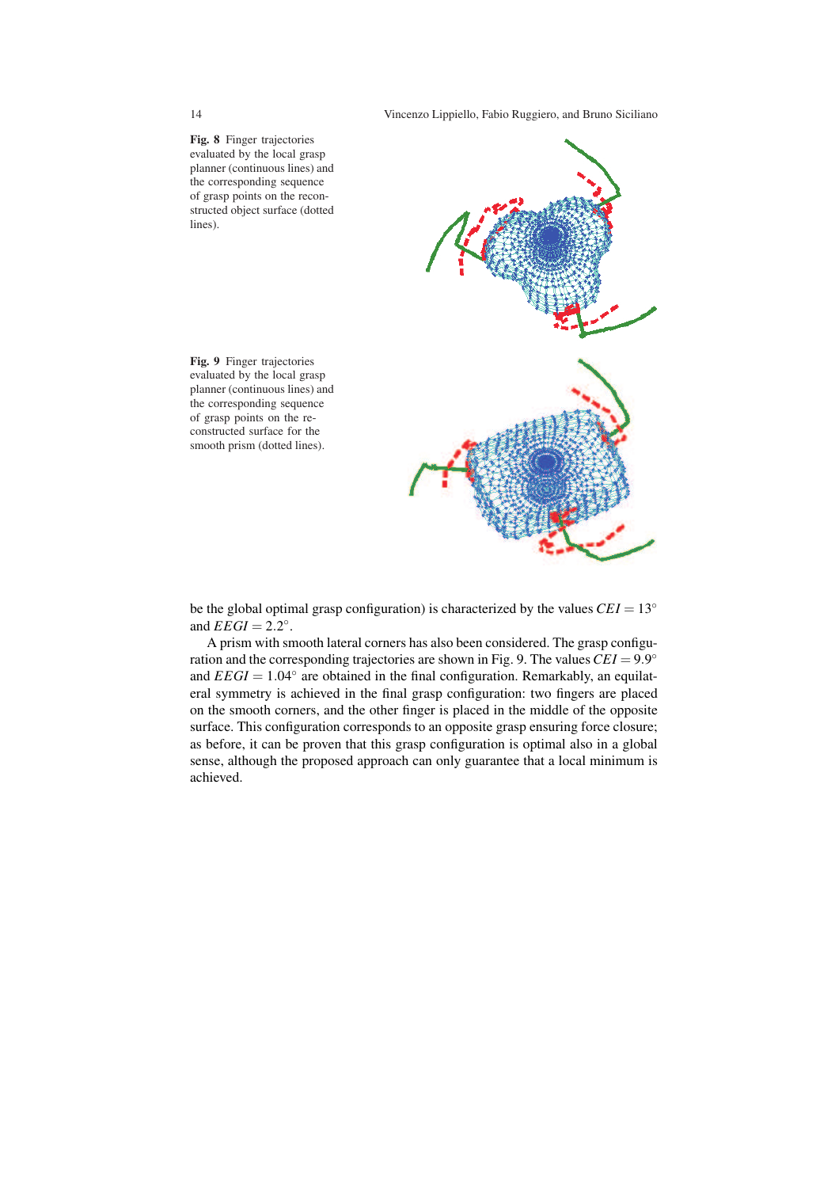**Fig. 8** Finger trajectories evaluated by the local grasp planner (continuous lines) and the corresponding sequence of grasp points on the reconstructed object surface (dotted lines).

**Fig. 9** Finger trajectories evaluated by the local grasp planner (continuous lines) and the corresponding sequence of grasp points on the reconstructed surface for the smooth prism (dotted lines).

be the global optimal grasp configuration) is characterized by the values $CEI = 13^\circ$ and $EEGI = 2.2^\circ$.

A prism with smooth lateral corners has also been considered. The grasp configuration and the corresponding trajectories are shown in Fig. 9. The values $CEI = 9.9^\circ$ and $EEGI = 1.04^\circ$ are obtained in the final configuration. Remarkably, an equilateral symmetry is achieved in the final grasp configuration: two fingers are placed on the smooth corners, and the other finger is placed in the middle of the opposite surface. This configuration corresponds to an opposite grasp ensuring force closure; as before, it can be proven that this grasp configuration is optimal also in a global sense, although the proposed approach can only guarantee that a local minimum is achieved.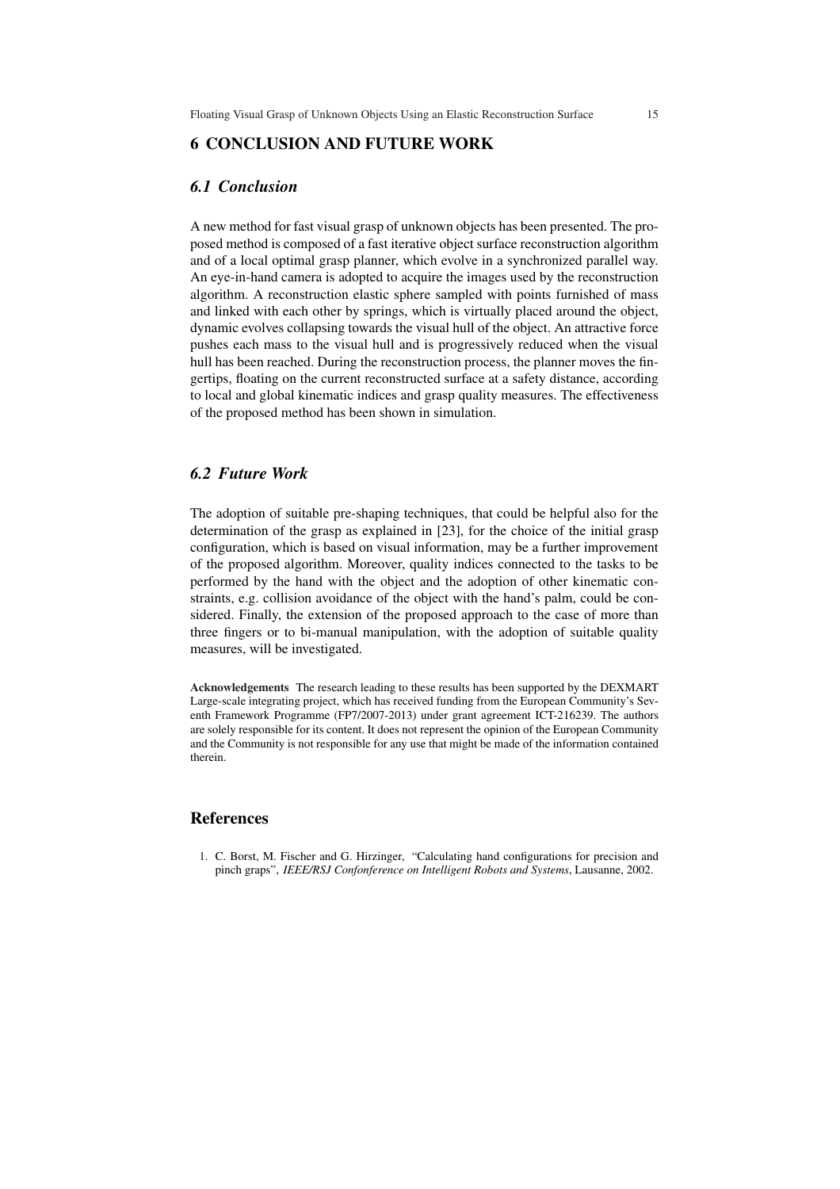## 6 CONCLUSION AND FUTURE WORK

### *6.1 Conclusion*

A new method for fast visual grasp of unknown objects has been presented. The proposed method is composed of a fast iterative object surface reconstruction algorithm and of a local optimal grasp planner, which evolve in a synchronized parallel way. An eye-in-hand camera is adopted to acquire the images used by the reconstruction algorithm. A reconstruction elastic sphere sampled with points furnished of mass and linked with each other by springs, which is virtually placed around the object, dynamic evolves collapsing towards the visual hull of the object. An attractive force pushes each mass to the visual hull and is progressively reduced when the visual hull has been reached. During the reconstruction process, the planner moves the fingertips, floating on the current reconstructed surface at a safety distance, according to local and global kinematic indices and grasp quality measures. The effectiveness of the proposed method has been shown in simulation.

### *6.2 Future Work*

The adoption of suitable pre-shaping techniques, that could be helpful also for the determination of the grasp as explained in [23], for the choice of the initial grasp configuration, which is based on visual information, may be a further improvement of the proposed algorithm. Moreover, quality indices connected to the tasks to be performed by the hand with the object and the adoption of other kinematic constraints, e.g. collision avoidance of the object with the hand's palm, could be considered. Finally, the extension of the proposed approach to the case of more than three fingers or to bi-manual manipulation, with the adoption of suitable quality measures, will be investigated.

**Acknowledgements** The research leading to these results has been supported by the DEXMART Large-scale integrating project, which has received funding from the European Community's Seventh Framework Programme (FP7/2007-2013) under grant agreement ICT-216239. The authors are solely responsible for its content. It does not represent the opinion of the European Community and the Community is not responsible for any use that might be made of the information contained therein.

## References

1. C. Borst, M. Fischer and G. Hirzinger, "Calculating hand configurations for precision and pinch graps", *IEEE/RSJ Confonference on Intelligent Robots and Systems*, Lausanne, 2002.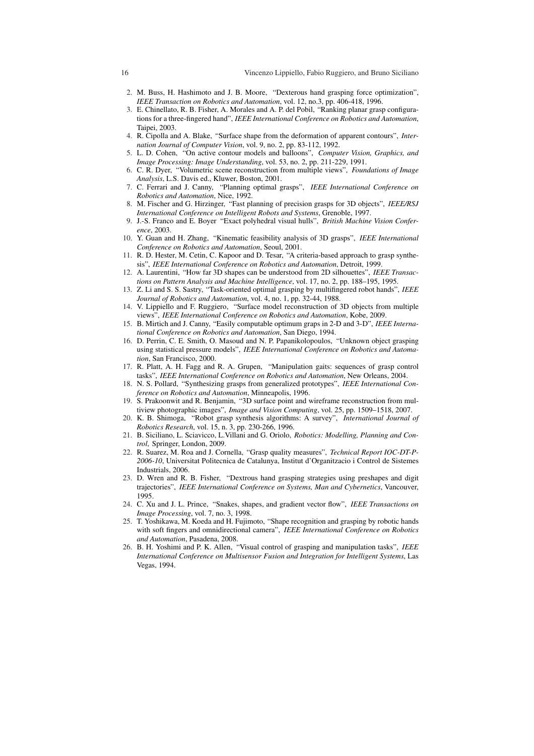2. M. Buss, H. Hashimoto and J. B. Moore, "Dexterous hand grasping force optimization", *IEEE Transaction on Robotics and Automation*, vol. 12, no.3, pp. 406-418, 1996.
3. E. Chinellato, R. B. Fisher, A. Morales and A. P. del Pobil, "Ranking planar grasp configurations for a three-fingered hand", *IEEE International Conference on Robotics and Automation*, Taipei, 2003.
4. R. Cipolla and A. Blake, "Surface shape from the deformation of apparent contours", *Internation Journal of Computer Vision*, vol. 9, no. 2, pp. 83-112, 1992.
5. L. D. Cohen, "On active contour models and balloons", *Computer Vision, Graphics, and Image Processing: Image Understanding*, vol. 53, no. 2, pp. 211-229, 1991.
6. C. R. Dyer, "Volumetric scene reconstruction from multiple views", *Foundations of Image Analysis*, L.S. Davis ed., Kluwer, Boston, 2001.
7. C. Ferrari and J. Canny, "Planning optimal grasps", *IEEE International Conference on Robotics and Automation*, Nice, 1992.
8. M. Fischer and G. Hirzinger, "Fast planning of precision grasps for 3D objects", *IEEE/RSJ International Conference on Intelligent Robots and Systems*, Grenoble, 1997.
9. J.-S. Franco and E. Boyer "Exact polyhedral visual hulls", *British Machine Vision Conference*, 2003.
10. Y. Guan and H. Zhang, "Kinematic feasibility analysis of 3D grasps", *IEEE International Conference on Robotics and Automation*, Seoul, 2001.
11. R. D. Hester, M. Cetin, C. Kapoor and D. Tesar, "A criteria-based approach to grasp synthesis", *IEEE International Conference on Robotics and Automation*, Detroit, 1999.
12. A. Laurentini, "How far 3D shapes can be understood from 2D silhouettes", *IEEE Transactions on Pattern Analysis and Machine Intelligence*, vol. 17, no. 2, pp. 188–195, 1995.
13. Z. Li and S. S. Sastry, "Task-oriented optimal grasping by multifingered robot hands", *IEEE Journal of Robotics and Automation*, vol. 4, no. 1, pp. 32-44, 1988.
14. V. Lippiello and F. Ruggiero, "Surface model reconstruction of 3D objects from multiple views", *IEEE International Conference on Robotics and Automation*, Kobe, 2009.
15. B. Mirtich and J. Canny, "Easily computable optimum graps in 2-D and 3-D", *IEEE International Conference on Robotics and Automation*, San Diego, 1994.
16. D. Perrin, C. E. Smith, O. Masoud and N. P. Papanikolopoulos, "Unknown object grasping using statistical pressure models", *IEEE International Conference on Robotics and Automation*, San Francisco, 2000.
17. R. Platt, A. H. Fagg and R. A. Grupen, "Manipulation gaits: sequences of grasp control tasks", *IEEE International Conference on Robotics and Automation*, New Orleans, 2004.
18. N. S. Pollard, "Synthesizing grasps from generalized prototypes", *IEEE International Conference on Robotics and Automation*, Minneapolis, 1996.
19. S. Prakoonwit and R. Benjamin, "3D surface point and wireframe reconstruction from multiview photographic images", *Image and Vision Computing*, vol. 25, pp. 1509–1518, 2007.
20. K. B. Shimoga, "Robot grasp synthesis algorithms: A survey", *International Journal of Robotics Research*, vol. 15, n. 3, pp. 230-266, 1996.
21. B. Siciliano, L. Sciavicco, L.Villani and G. Oriolo, *Robotics: Modelling, Planning and Control*, Springer, London, 2009.
22. R. Suarez, M. Roa and J. Cornella, "Grasp quality measures", *Technical Report IOC-DT-P-2006-10*, Universitat Politecnica de Catalunya, Institut d'Organitzacio i Control de Sistemes Industrials, 2006.
23. D. Wren and R. B. Fisher, "Dextrous hand grasping strategies using preshapes and digit trajectories", *IEEE International Conference on Systems, Man and Cybernetics*, Vancouver, 1995.
24. C. Xu and J. L. Prince, "Snakes, shapes, and gradient vector flow", *IEEE Transactions on Image Processing*, vol. 7, no. 3, 1998.
25. T. Yoshikawa, M. Koeda and H. Fujimoto, "Shape recognition and grasping by robotic hands with soft fingers and omnidirectional camera", *IEEE International Conference on Robotics and Automation*, Pasadena, 2008.
26. B. H. Yoshimi and P. K. Allen, "Visual control of grasping and manipulation tasks", *IEEE International Conference on Multisensor Fusion and Integration for Intelligent Systems*, Las Vegas, 1994.